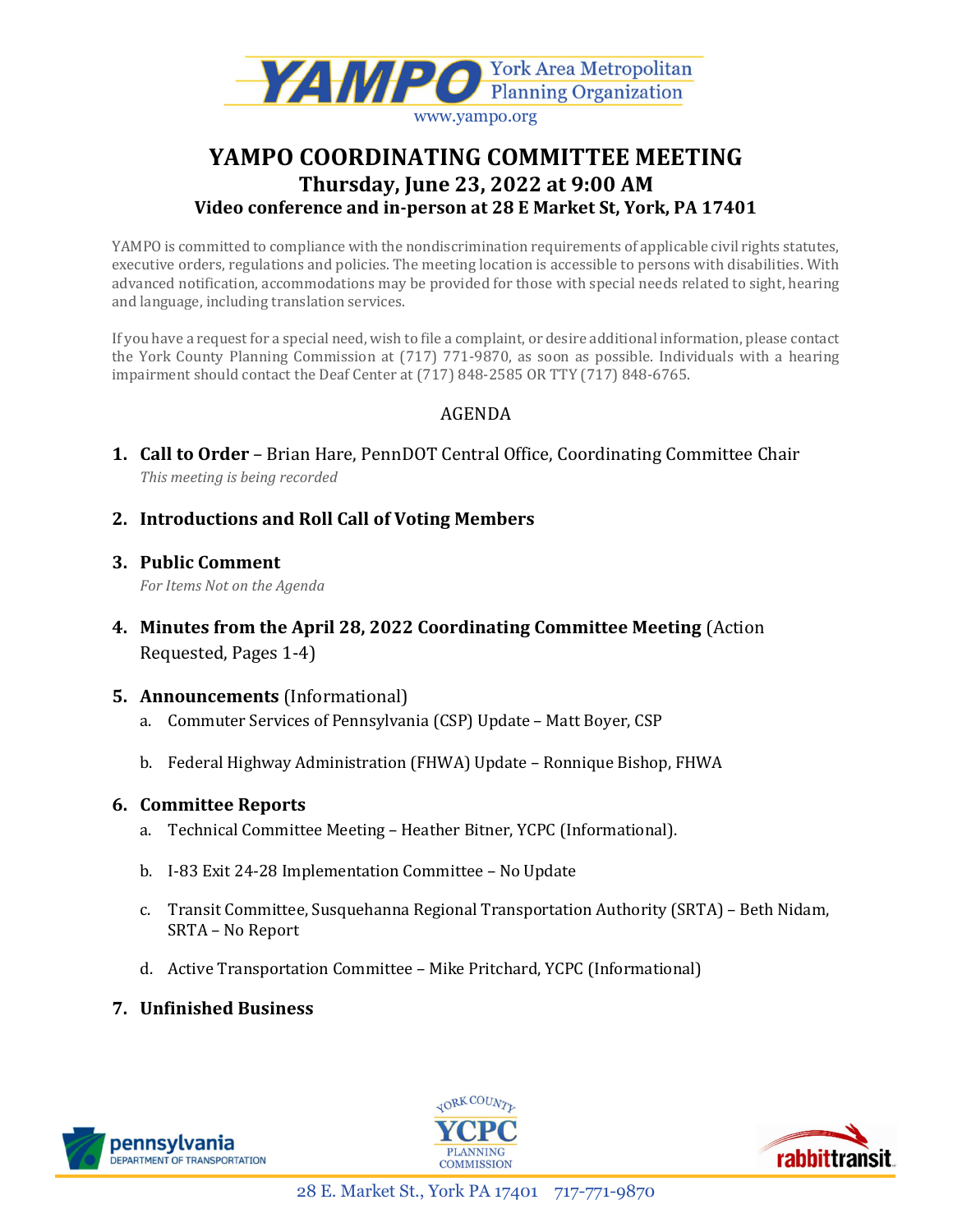YAMPO York Area Metropolitan Planning Organization

www.yampo.org

# YAMPO COORDINATING COMMITTEE MEETING

## Thursday, June 23, 2022 at 9:00 AM

### Video conference and in-person at 28 E Market St, York, PA 17401

YAMPO is committed to compliance with the nondiscrimination requirements of applicable civil rights statutes, executive orders, regulations and policies. The meeting location is accessible to persons with disabilities. With advanced notification, accommodations may be provided for those with special needs related to sight, hearing and language, including translation services.

If you have a request for a special need, wish to file a complaint, or desire additional information, please contact the York County Planning Commission at (717) 771-9870, as soon as possible. Individuals with a hearing impairment should contact the Deaf Center at (717) 848-2585 OR TTY (717) 848-6765.

AGENDA

1. **Call to Order** – Brian Hare, PennDOT Central Office, Coordinating Committee Chair
   *This meeting is being recorded*

2. **Introductions and Roll Call of Voting Members**

3. **Public Comment**
   *For Items Not on the Agenda*

4. **Minutes from the April 28, 2022 Coordinating Committee Meeting** (Action Requested, Pages 1-4)

5. **Announcements** (Informational)
   a. Commuter Services of Pennsylvania (CSP) Update – Matt Boyer, CSP
   b. Federal Highway Administration (FHWA) Update – Ronnique Bishop, FHWA

6. **Committee Reports**
   a. Technical Committee Meeting – Heather Bitner, YCPC (Informational).
   b. I-83 Exit 24-28 Implementation Committee – No Update
   c. Transit Committee, Susquehanna Regional Transportation Authority (SRTA) – Beth Nidam, SRTA – No Report
   d. Active Transportation Committee – Mike Pritchard, YCPC (Informational)

7. **Unfinished Business**

pennsylvania DEPARTMENT OF TRANSPORTATION | YORK COUNTY YCPC PLANNING COMMISSION | rabbittransit

28 E. Market St., York PA 17401 717-771-9870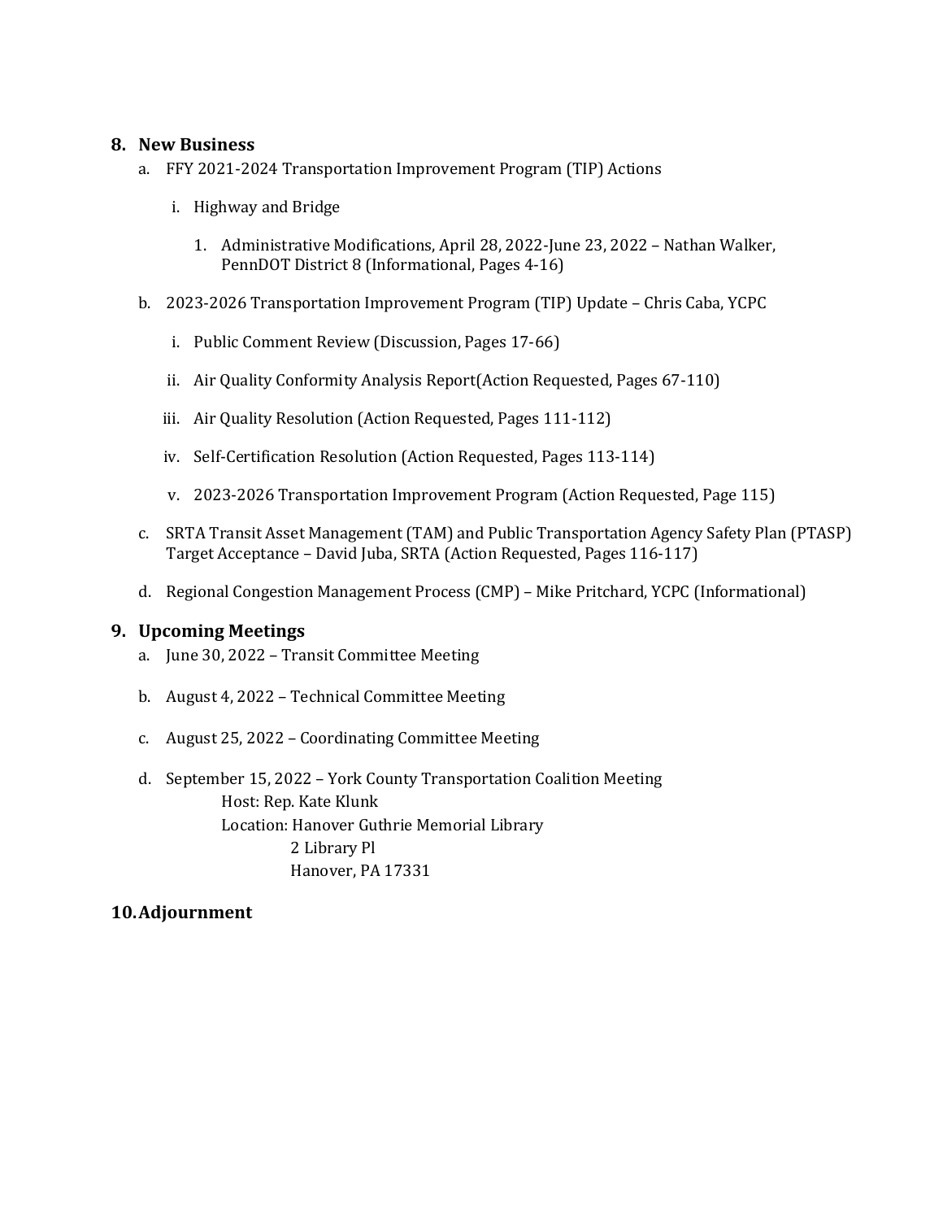## 8. New Business

a. FFY 2021-2024 Transportation Improvement Program (TIP) Actions

   i. Highway and Bridge

      1. Administrative Modifications, April 28, 2022-June 23, 2022 – Nathan Walker, PennDOT District 8 (Informational, Pages 4-16)

b. 2023-2026 Transportation Improvement Program (TIP) Update – Chris Caba, YCPC

   i. Public Comment Review (Discussion, Pages 17-66)

   ii. Air Quality Conformity Analysis Report(Action Requested, Pages 67-110)

   iii. Air Quality Resolution (Action Requested, Pages 111-112)

   iv. Self-Certification Resolution (Action Requested, Pages 113-114)

   v. 2023-2026 Transportation Improvement Program (Action Requested, Page 115)

c. SRTA Transit Asset Management (TAM) and Public Transportation Agency Safety Plan (PTASP) Target Acceptance – David Juba, SRTA (Action Requested, Pages 116-117)

d. Regional Congestion Management Process (CMP) – Mike Pritchard, YCPC (Informational)

## 9. Upcoming Meetings

a. June 30, 2022 – Transit Committee Meeting

b. August 4, 2022 – Technical Committee Meeting

c. August 25, 2022 – Coordinating Committee Meeting

d. September 15, 2022 – York County Transportation Coalition Meeting
   Host: Rep. Kate Klunk
   Location: Hanover Guthrie Memorial Library
   2 Library Pl
   Hanover, PA 17331

## 10. Adjournment